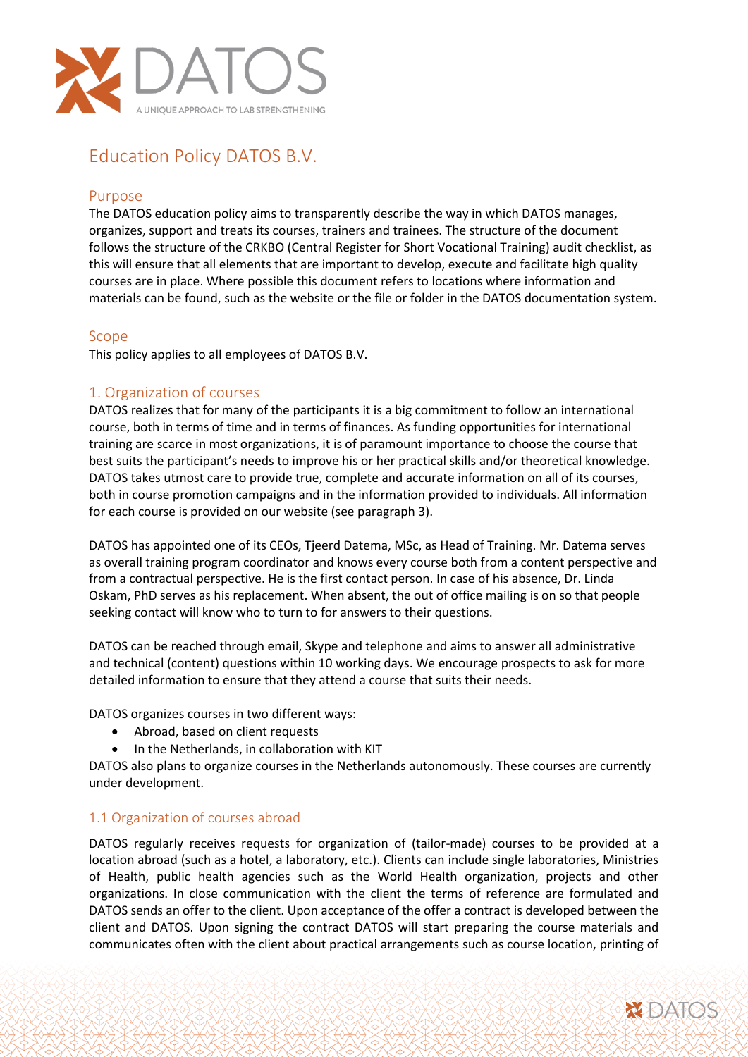# Education Policy DATOS B.V.

## Purpose

The DATOS education policy aims to transparently describe the way in which DATOS manages, organizes, support and treats its courses, trainers and trainees. The structure of the document follows the structure of the CRKBO (Central Register for Short Vocational Training) audit checklist, as this will ensure that all elements that are important to develop, execute and facilitate high quality courses are in place. Where possible this document refers to locations where information and materials can be found, such as the website or the file or folder in the DATOS documentation system.

## Scope

This policy applies to all employees of DATOS B.V.

## 1. Organization of courses

DATOS realizes that for many of the participants it is a big commitment to follow an international course, both in terms of time and in terms of finances. As funding opportunities for international training are scarce in most organizations, it is of paramount importance to choose the course that best suits the participant's needs to improve his or her practical skills and/or theoretical knowledge. DATOS takes utmost care to provide true, complete and accurate information on all of its courses, both in course promotion campaigns and in the information provided to individuals. All information for each course is provided on our website (see paragraph 3).

DATOS has appointed one of its CEOs, Tjeerd Datema, MSc, as Head of Training. Mr. Datema serves as overall training program coordinator and knows every course both from a content perspective and from a contractual perspective. He is the first contact person. In case of his absence, Dr. Linda Oskam, PhD serves as his replacement. When absent, the out of office mailing is on so that people seeking contact will know who to turn to for answers to their questions.

DATOS can be reached through email, Skype and telephone and aims to answer all administrative and technical (content) questions within 10 working days. We encourage prospects to ask for more detailed information to ensure that they attend a course that suits their needs.

DATOS organizes courses in two different ways:

- Abroad, based on client requests
- In the Netherlands, in collaboration with KIT

DATOS also plans to organize courses in the Netherlands autonomously. These courses are currently under development.

### 1.1 Organization of courses abroad

DATOS regularly receives requests for organization of (tailor-made) courses to be provided at a location abroad (such as a hotel, a laboratory, etc.). Clients can include single laboratories, Ministries of Health, public health agencies such as the World Health organization, projects and other organizations. In close communication with the client the terms of reference are formulated and DATOS sends an offer to the client. Upon acceptance of the offer a contract is developed between the client and DATOS. Upon signing the contract DATOS will start preparing the course materials and communicates often with the client about practical arrangements such as course location, printing of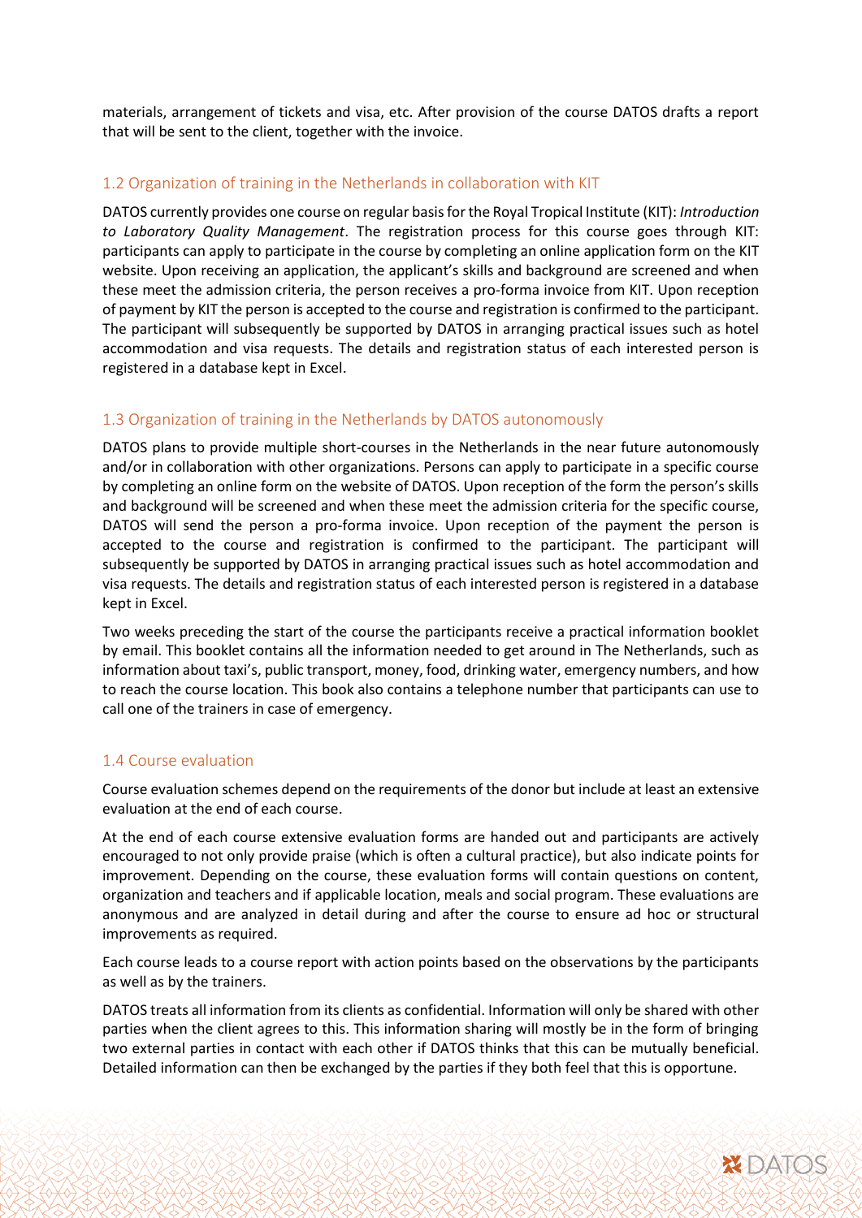materials, arrangement of tickets and visa, etc. After provision of the course DATOS drafts a report that will be sent to the client, together with the invoice.

### 1.2 Organization of training in the Netherlands in collaboration with KIT

DATOS currently provides one course on regular basis for the Royal Tropical Institute (KIT): *Introduction to Laboratory Quality Management*. The registration process for this course goes through KIT: participants can apply to participate in the course by completing an online application form on the KIT website. Upon receiving an application, the applicant's skills and background are screened and when these meet the admission criteria, the person receives a pro-forma invoice from KIT. Upon reception of payment by KIT the person is accepted to the course and registration is confirmed to the participant. The participant will subsequently be supported by DATOS in arranging practical issues such as hotel accommodation and visa requests. The details and registration status of each interested person is registered in a database kept in Excel.

### 1.3 Organization of training in the Netherlands by DATOS autonomously

DATOS plans to provide multiple short-courses in the Netherlands in the near future autonomously and/or in collaboration with other organizations. Persons can apply to participate in a specific course by completing an online form on the website of DATOS. Upon reception of the form the person's skills and background will be screened and when these meet the admission criteria for the specific course, DATOS will send the person a pro-forma invoice. Upon reception of the payment the person is accepted to the course and registration is confirmed to the participant. The participant will subsequently be supported by DATOS in arranging practical issues such as hotel accommodation and visa requests. The details and registration status of each interested person is registered in a database kept in Excel.

Two weeks preceding the start of the course the participants receive a practical information booklet by email. This booklet contains all the information needed to get around in The Netherlands, such as information about taxi's, public transport, money, food, drinking water, emergency numbers, and how to reach the course location. This book also contains a telephone number that participants can use to call one of the trainers in case of emergency.

### 1.4 Course evaluation

Course evaluation schemes depend on the requirements of the donor but include at least an extensive evaluation at the end of each course.

At the end of each course extensive evaluation forms are handed out and participants are actively encouraged to not only provide praise (which is often a cultural practice), but also indicate points for improvement. Depending on the course, these evaluation forms will contain questions on content, organization and teachers and if applicable location, meals and social program. These evaluations are anonymous and are analyzed in detail during and after the course to ensure ad hoc or structural improvements as required.

Each course leads to a course report with action points based on the observations by the participants as well as by the trainers.

DATOS treats all information from its clients as confidential. Information will only be shared with other parties when the client agrees to this. This information sharing will mostly be in the form of bringing two external parties in contact with each other if DATOS thinks that this can be mutually beneficial. Detailed information can then be exchanged by the parties if they both feel that this is opportune.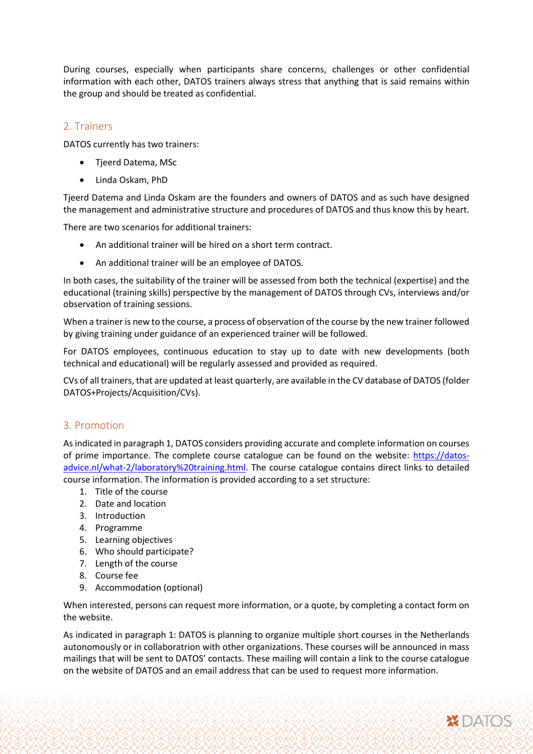During courses, especially when participants share concerns, challenges or other confidential information with each other, DATOS trainers always stress that anything that is said remains within the group and should be treated as confidential.

## 2. Trainers

DATOS currently has two trainers:

- Tjeerd Datema, MSc
- Linda Oskam, PhD

Tjeerd Datema and Linda Oskam are the founders and owners of DATOS and as such have designed the management and administrative structure and procedures of DATOS and thus know this by heart.

There are two scenarios for additional trainers:

- An additional trainer will be hired on a short term contract.
- An additional trainer will be an employee of DATOS.

In both cases, the suitability of the trainer will be assessed from both the technical (expertise) and the educational (training skills) perspective by the management of DATOS through CVs, interviews and/or observation of training sessions.

When a trainer is new to the course, a process of observation of the course by the new trainer followed by giving training under guidance of an experienced trainer will be followed.

For DATOS employees, continuous education to stay up to date with new developments (both technical and educational) will be regularly assessed and provided as required.

CVs of all trainers, that are updated at least quarterly, are available in the CV database of DATOS (folder DATOS+Projects/Acquisition/CVs).

## 3. Promotion

As indicated in paragraph 1, DATOS considers providing accurate and complete information on courses of prime importance. The complete course catalogue can be found on the website: [https://datos-advice.nl/what-2/laboratory%20training.html](https://datos-advice.nl/what-2/laboratory%20training.html). The course catalogue contains direct links to detailed course information. The information is provided according to a set structure:

1. Title of the course
2. Date and location
3. Introduction
4. Programme
5. Learning objectives
6. Who should participate?
7. Length of the course
8. Course fee
9. Accommodation (optional)

When interested, persons can request more information, or a quote, by completing a contact form on the website.

As indicated in paragraph 1: DATOS is planning to organize multiple short courses in the Netherlands autonomously or in collaboratrion with other organizations. These courses will be announced in mass mailings that will be sent to DATOS' contacts. These mailing will contain a link to the course catalogue on the website of DATOS and an email address that can be used to request more information.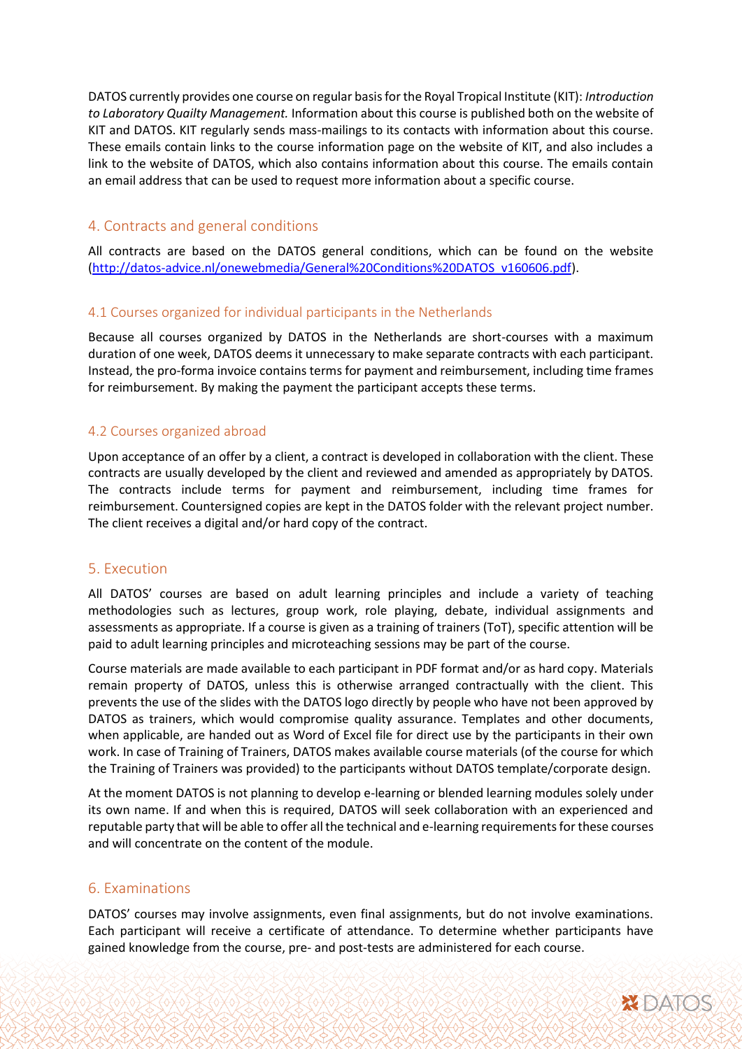DATOS currently provides one course on regular basis for the Royal Tropical Institute (KIT): *Introduction to Laboratory Quailty Management.* Information about this course is published both on the website of KIT and DATOS. KIT regularly sends mass-mailings to its contacts with information about this course. These emails contain links to the course information page on the website of KIT, and also includes a link to the website of DATOS, which also contains information about this course. The emails contain an email address that can be used to request more information about a specific course.

## 4. Contracts and general conditions

All contracts are based on the DATOS general conditions, which can be found on the website (http://datos-advice.nl/onewebmedia/General%20Conditions%20DATOS_v160606.pdf).

### 4.1 Courses organized for individual participants in the Netherlands

Because all courses organized by DATOS in the Netherlands are short-courses with a maximum duration of one week, DATOS deems it unnecessary to make separate contracts with each participant. Instead, the pro-forma invoice contains terms for payment and reimbursement, including time frames for reimbursement. By making the payment the participant accepts these terms.

### 4.2 Courses organized abroad

Upon acceptance of an offer by a client, a contract is developed in collaboration with the client. These contracts are usually developed by the client and reviewed and amended as appropriately by DATOS. The contracts include terms for payment and reimbursement, including time frames for reimbursement. Countersigned copies are kept in the DATOS folder with the relevant project number. The client receives a digital and/or hard copy of the contract.

## 5. Execution

All DATOS' courses are based on adult learning principles and include a variety of teaching methodologies such as lectures, group work, role playing, debate, individual assignments and assessments as appropriate. If a course is given as a training of trainers (ToT), specific attention will be paid to adult learning principles and microteaching sessions may be part of the course.

Course materials are made available to each participant in PDF format and/or as hard copy. Materials remain property of DATOS, unless this is otherwise arranged contractually with the client. This prevents the use of the slides with the DATOS logo directly by people who have not been approved by DATOS as trainers, which would compromise quality assurance. Templates and other documents, when applicable, are handed out as Word of Excel file for direct use by the participants in their own work. In case of Training of Trainers, DATOS makes available course materials (of the course for which the Training of Trainers was provided) to the participants without DATOS template/corporate design.

At the moment DATOS is not planning to develop e-learning or blended learning modules solely under its own name. If and when this is required, DATOS will seek collaboration with an experienced and reputable party that will be able to offer all the technical and e-learning requirements for these courses and will concentrate on the content of the module.

## 6. Examinations

DATOS' courses may involve assignments, even final assignments, but do not involve examinations. Each participant will receive a certificate of attendance. To determine whether participants have gained knowledge from the course, pre- and post-tests are administered for each course.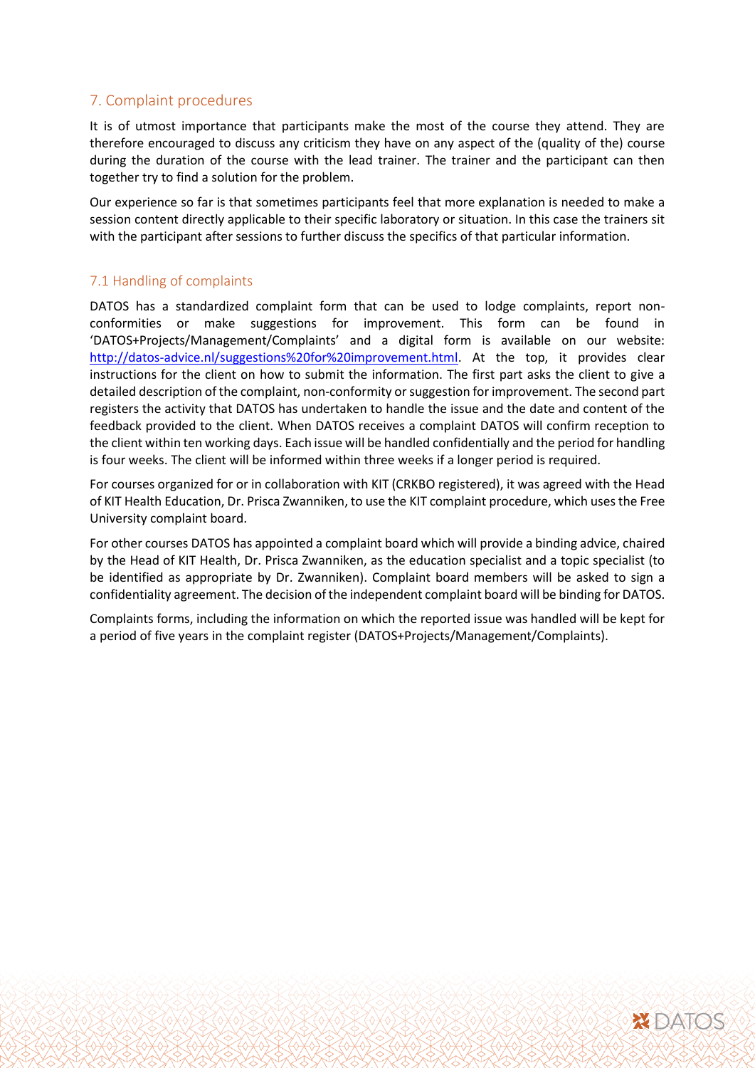## 7. Complaint procedures

It is of utmost importance that participants make the most of the course they attend. They are therefore encouraged to discuss any criticism they have on any aspect of the (quality of the) course during the duration of the course with the lead trainer. The trainer and the participant can then together try to find a solution for the problem.

Our experience so far is that sometimes participants feel that more explanation is needed to make a session content directly applicable to their specific laboratory or situation. In this case the trainers sit with the participant after sessions to further discuss the specifics of that particular information.

### 7.1 Handling of complaints

DATOS has a standardized complaint form that can be used to lodge complaints, report non-conformities or make suggestions for improvement. This form can be found in 'DATOS+Projects/Management/Complaints' and a digital form is available on our website: http://datos-advice.nl/suggestions%20for%20improvement.html. At the top, it provides clear instructions for the client on how to submit the information. The first part asks the client to give a detailed description of the complaint, non-conformity or suggestion for improvement. The second part registers the activity that DATOS has undertaken to handle the issue and the date and content of the feedback provided to the client. When DATOS receives a complaint DATOS will confirm reception to the client within ten working days. Each issue will be handled confidentially and the period for handling is four weeks. The client will be informed within three weeks if a longer period is required.

For courses organized for or in collaboration with KIT (CRKBO registered), it was agreed with the Head of KIT Health Education, Dr. Prisca Zwanniken, to use the KIT complaint procedure, which uses the Free University complaint board.

For other courses DATOS has appointed a complaint board which will provide a binding advice, chaired by the Head of KIT Health, Dr. Prisca Zwanniken, as the education specialist and a topic specialist (to be identified as appropriate by Dr. Zwanniken). Complaint board members will be asked to sign a confidentiality agreement. The decision of the independent complaint board will be binding for DATOS.

Complaints forms, including the information on which the reported issue was handled will be kept for a period of five years in the complaint register (DATOS+Projects/Management/Complaints).